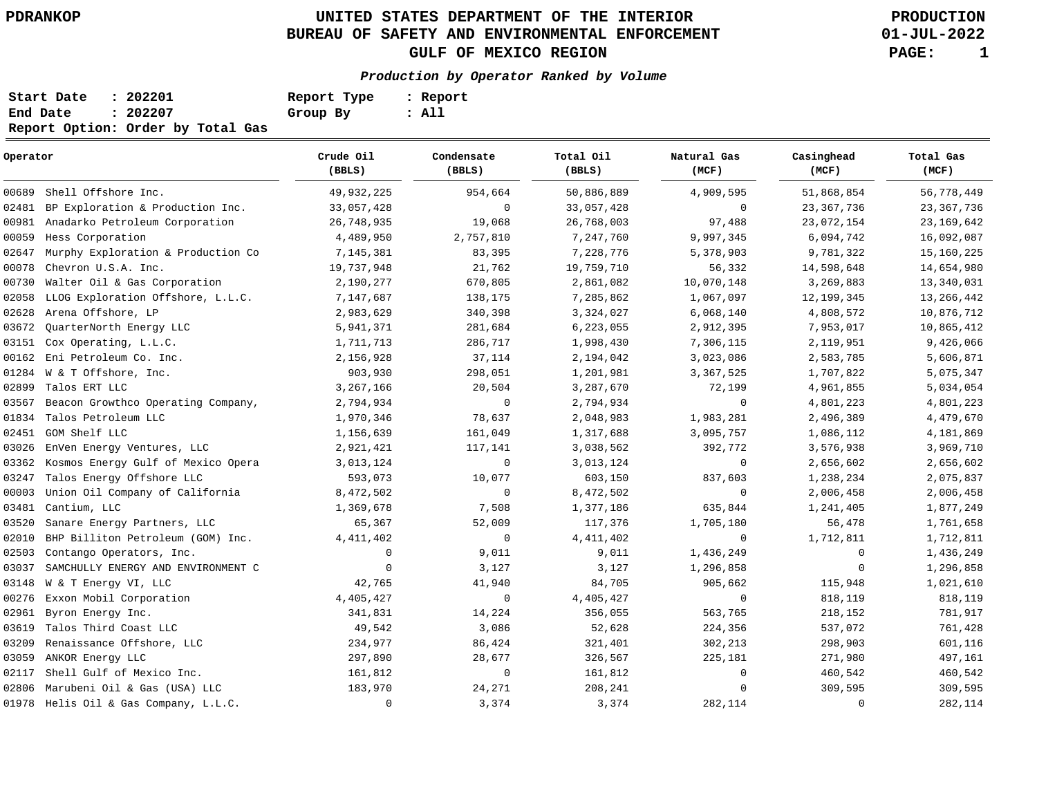# UNITED STATES DEPARTMENT OF THE INTERIOR
## BUREAU OF SAFETY AND ENVIRONMENTAL ENFORCEMENT
## GULF OF MEXICO REGION

PDRANKOP

PRODUCTION
01-JUL-2022

***Production by Operator Ranked by Volume***

**Start Date : 202201**
**End Date : 202207**
**Report Option: Order by Total Gas**

**Report Type : Report**
**Group By : All**

| Operator | Crude Oil (BBLS) | Condensate (BBLS) | Total Oil (BBLS) | Natural Gas (MCF) | Casinghead (MCF) | Total Gas (MCF) |
|---|---|---|---|---|---|---|
| 00689 Shell Offshore Inc. | 49,932,225 | 954,664 | 50,886,889 | 4,909,595 | 51,868,854 | 56,778,449 |
| 02481 BP Exploration & Production Inc. | 33,057,428 | 0 | 33,057,428 | 0 | 23,367,736 | 23,367,736 |
| 00981 Anadarko Petroleum Corporation | 26,748,935 | 19,068 | 26,768,003 | 97,488 | 23,072,154 | 23,169,642 |
| 00059 Hess Corporation | 4,489,950 | 2,757,810 | 7,247,760 | 9,997,345 | 6,094,742 | 16,092,087 |
| 02647 Murphy Exploration & Production Co | 7,145,381 | 83,395 | 7,228,776 | 5,378,903 | 9,781,322 | 15,160,225 |
| 00078 Chevron U.S.A. Inc. | 19,737,948 | 21,762 | 19,759,710 | 56,332 | 14,598,648 | 14,654,980 |
| 00730 Walter Oil & Gas Corporation | 2,190,277 | 670,805 | 2,861,082 | 10,070,148 | 3,269,883 | 13,340,031 |
| 02058 LLOG Exploration Offshore, L.L.C. | 7,147,687 | 138,175 | 7,285,862 | 1,067,097 | 12,199,345 | 13,266,442 |
| 02628 Arena Offshore, LP | 2,983,629 | 340,398 | 3,324,027 | 6,068,140 | 4,808,572 | 10,876,712 |
| 03672 QuarterNorth Energy LLC | 5,941,371 | 281,684 | 6,223,055 | 2,912,395 | 7,953,017 | 10,865,412 |
| 03151 Cox Operating, L.L.C. | 1,711,713 | 286,717 | 1,998,430 | 7,306,115 | 2,119,951 | 9,426,066 |
| 00162 Eni Petroleum Co. Inc. | 2,156,928 | 37,114 | 2,194,042 | 3,023,086 | 2,583,785 | 5,606,871 |
| 01284 W & T Offshore, Inc. | 903,930 | 298,051 | 1,201,981 | 3,367,525 | 1,707,822 | 5,075,347 |
| 02899 Talos ERT LLC | 3,267,166 | 20,504 | 3,287,670 | 72,199 | 4,961,855 | 5,034,054 |
| 03567 Beacon Growthco Operating Company, | 2,794,934 | 0 | 2,794,934 | 0 | 4,801,223 | 4,801,223 |
| 01834 Talos Petroleum LLC | 1,970,346 | 78,637 | 2,048,983 | 1,983,281 | 2,496,389 | 4,479,670 |
| 02451 GOM Shelf LLC | 1,156,639 | 161,049 | 1,317,688 | 3,095,757 | 1,086,112 | 4,181,869 |
| 03026 EnVen Energy Ventures, LLC | 2,921,421 | 117,141 | 3,038,562 | 392,772 | 3,576,938 | 3,969,710 |
| 03362 Kosmos Energy Gulf of Mexico Opera | 3,013,124 | 0 | 3,013,124 | 0 | 2,656,602 | 2,656,602 |
| 03247 Talos Energy Offshore LLC | 593,073 | 10,077 | 603,150 | 837,603 | 1,238,234 | 2,075,837 |
| 00003 Union Oil Company of California | 8,472,502 | 0 | 8,472,502 | 0 | 2,006,458 | 2,006,458 |
| 03481 Cantium, LLC | 1,369,678 | 7,508 | 1,377,186 | 635,844 | 1,241,405 | 1,877,249 |
| 03520 Sanare Energy Partners, LLC | 65,367 | 52,009 | 117,376 | 1,705,180 | 56,478 | 1,761,658 |
| 02010 BHP Billiton Petroleum (GOM) Inc. | 4,411,402 | 0 | 4,411,402 | 0 | 1,712,811 | 1,712,811 |
| 02503 Contango Operators, Inc. | 0 | 9,011 | 9,011 | 1,436,249 | 0 | 1,436,249 |
| 03037 SAMCHULLY ENERGY AND ENVIRONMENT C | 0 | 3,127 | 3,127 | 1,296,858 | 0 | 1,296,858 |
| 03148 W & T Energy VI, LLC | 42,765 | 41,940 | 84,705 | 905,662 | 115,948 | 1,021,610 |
| 00276 Exxon Mobil Corporation | 4,405,427 | 0 | 4,405,427 | 0 | 818,119 | 818,119 |
| 02961 Byron Energy Inc. | 341,831 | 14,224 | 356,055 | 563,765 | 218,152 | 781,917 |
| 03619 Talos Third Coast LLC | 49,542 | 3,086 | 52,628 | 224,356 | 537,072 | 761,428 |
| 03209 Renaissance Offshore, LLC | 234,977 | 86,424 | 321,401 | 302,213 | 298,903 | 601,116 |
| 03059 ANKOR Energy LLC | 297,890 | 28,677 | 326,567 | 225,181 | 271,980 | 497,161 |
| 02117 Shell Gulf of Mexico Inc. | 161,812 | 0 | 161,812 | 0 | 460,542 | 460,542 |
| 02806 Marubeni Oil & Gas (USA) LLC | 183,970 | 24,271 | 208,241 | 0 | 309,595 | 309,595 |
| 01978 Helis Oil & Gas Company, L.L.C. | 0 | 3,374 | 3,374 | 282,114 | 0 | 282,114 |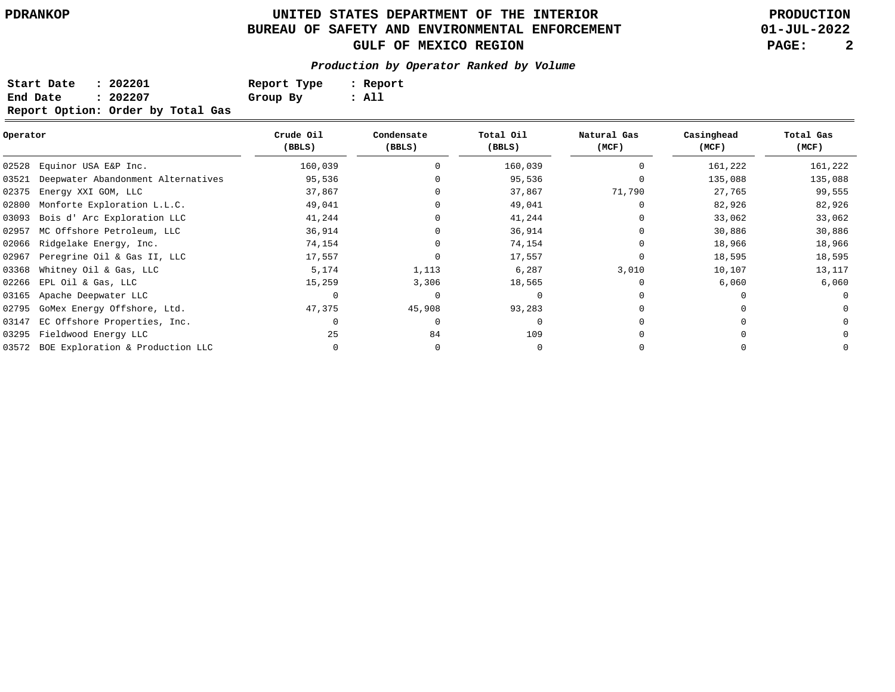PDRANKOP

# UNITED STATES DEPARTMENT OF THE INTERIOR
## BUREAU OF SAFETY AND ENVIRONMENTAL ENFORCEMENT
## GULF OF MEXICO REGION

PRODUCTION
01-JUL-2022

***Production by Operator Ranked by Volume***

**Start Date : 202201** **Report Type : Report**
**End Date : 202207** **Group By : All**
**Report Option: Order by Total Gas**

| Operator | Crude Oil (BBLS) | Condensate (BBLS) | Total Oil (BBLS) | Natural Gas (MCF) | Casinghead (MCF) | Total Gas (MCF) |
|---|---|---|---|---|---|---|
| 02528 Equinor USA E&P Inc. | 160,039 | 0 | 160,039 | 0 | 161,222 | 161,222 |
| 03521 Deepwater Abandonment Alternatives | 95,536 | 0 | 95,536 | 0 | 135,088 | 135,088 |
| 02375 Energy XXI GOM, LLC | 37,867 | 0 | 37,867 | 71,790 | 27,765 | 99,555 |
| 02800 Monforte Exploration L.L.C. | 49,041 | 0 | 49,041 | 0 | 82,926 | 82,926 |
| 03093 Bois d' Arc Exploration LLC | 41,244 | 0 | 41,244 | 0 | 33,062 | 33,062 |
| 02957 MC Offshore Petroleum, LLC | 36,914 | 0 | 36,914 | 0 | 30,886 | 30,886 |
| 02066 Ridgelake Energy, Inc. | 74,154 | 0 | 74,154 | 0 | 18,966 | 18,966 |
| 02967 Peregrine Oil & Gas II, LLC | 17,557 | 0 | 17,557 | 0 | 18,595 | 18,595 |
| 03368 Whitney Oil & Gas, LLC | 5,174 | 1,113 | 6,287 | 3,010 | 10,107 | 13,117 |
| 02266 EPL Oil & Gas, LLC | 15,259 | 3,306 | 18,565 | 0 | 6,060 | 6,060 |
| 03165 Apache Deepwater LLC | 0 | 0 | 0 | 0 | 0 | 0 |
| 02795 GoMex Energy Offshore, Ltd. | 47,375 | 45,908 | 93,283 | 0 | 0 | 0 |
| 03147 EC Offshore Properties, Inc. | 0 | 0 | 0 | 0 | 0 | 0 |
| 03295 Fieldwood Energy LLC | 25 | 84 | 109 | 0 | 0 | 0 |
| 03572 BOE Exploration & Production LLC | 0 | 0 | 0 | 0 | 0 | 0 |